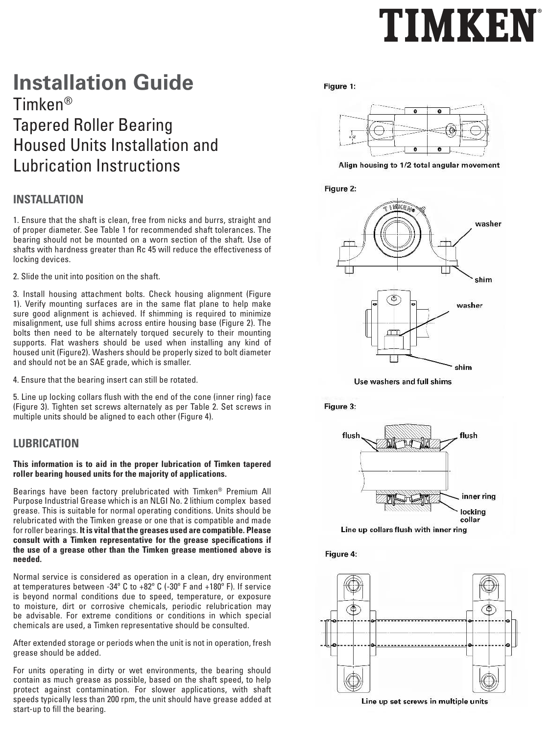# Installation Guide

Timken®
Tapered Roller Bearing
Housed Units Installation and
Lubrication Instructions

## INSTALLATION

1. Ensure that the shaft is clean, free from nicks and burrs, straight and of proper diameter. See Table 1 for recommended shaft tolerances. The bearing should not be mounted on a worn section of the shaft. Use of shafts with hardness greater than Rc 45 will reduce the effectiveness of locking devices.

2. Slide the unit into position on the shaft.

3. Install housing attachment bolts. Check housing alignment (Figure 1). Verify mounting surfaces are in the same flat plane to help make sure good alignment is achieved. If shimming is required to minimize misalignment, use full shims across entire housing base (Figure 2). The bolts then need to be alternately torqued securely to their mounting supports. Flat washers should be used when installing any kind of housed unit (Figure2). Washers should be properly sized to bolt diameter and should not be an SAE grade, which is smaller.

4. Ensure that the bearing insert can still be rotated.

5. Line up locking collars flush with the end of the cone (inner ring) face (Figure 3). Tighten set screws alternately as per Table 2. Set screws in multiple units should be aligned to each other (Figure 4).

## LUBRICATION

**This information is to aid in the proper lubrication of Timken tapered roller bearing housed units for the majority of applications.**

Bearings have been factory prelubricated with Timken® Premium All Purpose Industrial Grease which is an NLGI No. 2 lithium complex based grease. This is suitable for normal operating conditions. Units should be relubricated with the Timken grease or one that is compatible and made for roller bearings. **It is vital that the greases used are compatible. Please consult with a Timken representative for the grease specifications if the use of a grease other than the Timken grease mentioned above is needed.**

Normal service is considered as operation in a clean, dry environment at temperatures between -34º C to +82º C (-30º F and +180º F). If service is beyond normal conditions due to speed, temperature, or exposure to moisture, dirt or corrosive chemicals, periodic relubrication may be advisable. For extreme conditions or conditions in which special chemicals are used, a Timken representative should be consulted.

After extended storage or periods when the unit is not in operation, fresh grease should be added.

For units operating in dirty or wet environments, the bearing should contain as much grease as possible, based on the shaft speed, to help protect against contamination. For slower applications, with shaft speeds typically less than 200 rpm, the unit should have grease added at start-up to fill the bearing.

Figure 1:

Align housing to 1/2 total angular movement

Figure 2:

washer

shim

Use washers and full shims

Figure 3:

flush

inner ring

locking collar

Line up collars flush with inner ring

Figure 4:

Line up set screws in multiple units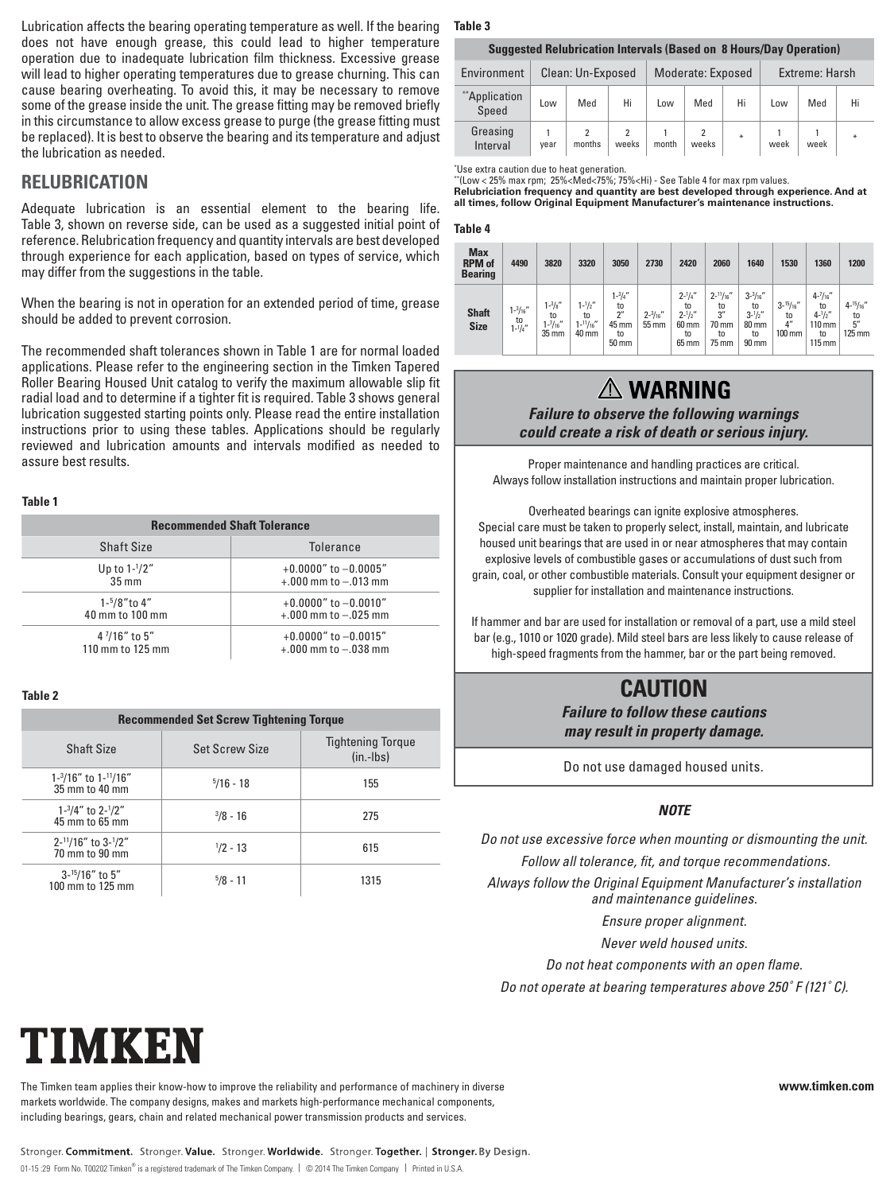Lubrication affects the bearing operating temperature as well. If the bearing does not have enough grease, this could lead to higher temperature operation due to inadequate lubrication film thickness. Excessive grease will lead to higher operating temperatures due to grease churning. This can cause bearing overheating. To avoid this, it may be necessary to remove some of the grease inside the unit. The grease fitting may be removed briefly in this circumstance to allow excess grease to purge (the grease fitting must be replaced). It is best to observe the bearing and its temperature and adjust the lubrication as needed.

## RELUBRICATION

Adequate lubrication is an essential element to the bearing life. Table 3, shown on reverse side, can be used as a suggested initial point of reference. Relubrication frequency and quantity intervals are best developed through experience for each application, based on types of service, which may differ from the suggestions in the table.

When the bearing is not in operation for an extended period of time, grease should be added to prevent corrosion.

The recommended shaft tolerances shown in Table 1 are for normal loaded applications. Please refer to the engineering section in the Timken Tapered Roller Bearing Housed Unit catalog to verify the maximum allowable slip fit radial load and to determine if a tighter fit is required. Table 3 shows general lubrication suggested starting points only. Please read the entire installation instructions prior to using these tables. Applications should be regularly reviewed and lubrication amounts and intervals modified as needed to assure best results.

**Table 1**

| Recommended Shaft Tolerance | |
|---|---|
| Shaft Size | Tolerance |
| Up to 1-1/2" 35 mm | +0.0000" to −0.0005" +.000 mm to −.013 mm |
| 1-5/8" to 4" 40 mm to 100 mm | +0.0000" to −0.0010" +.000 mm to −.025 mm |
| 4 7/16" to 5" 110 mm to 125 mm | +0.0000" to −0.0015" +.000 mm to −.038 mm |

**Table 2**

| Recommended Set Screw Tightening Torque | | |
|---|---|---|
| Shaft Size | Set Screw Size | Tightening Torque (in.-lbs) |
| 1-3/16" to 1-11/16" 35 mm to 40 mm | 5/16 - 18 | 155 |
| 1-3/4" to 2-1/2" 45 mm to 65 mm | 3/8 - 16 | 275 |
| 2-11/16" to 3-1/2" 70 mm to 90 mm | 1/2 - 13 | 615 |
| 3-15/16" to 5" 100 mm to 125 mm | 5/8 - 11 | 1315 |

**Table 3**

| Suggested Relubrication Intervals (Based on 8 Hours/Day Operation) | | | | | | | | | |
|---|---|---|---|---|---|---|---|---|---|
| Environment | Clean: Un-Exposed | | | Moderate: Exposed | | | Extreme: Harsh | | |
| **Application Speed | Low | Med | Hi | Low | Med | Hi | Low | Med | Hi |
| Greasing Interval | 1 year | 2 months | 2 weeks | 1 month | 2 weeks | * | 1 week | 1 week | * |

*Use extra caution due to heat generation.
**(Low < 25% max rpm; 25%<Med<75%; 75%<Hi) - See Table 4 for max rpm values.
**Relubriciation frequency and quantity are best developed through experience. And at all times, follow Original Equipment Manufacturer's maintenance instructions.**

**Table 4**

| Max RPM of Bearing | 4490 | 3820 | 3320 | 3050 | 2730 | 2420 | 2060 | 1640 | 1530 | 1360 | 1200 |
|---|---|---|---|---|---|---|---|---|---|---|---|
| Shaft Size | 1-3/16" to 1-1/4" | 1-3/8" to 1-7/16" 35 mm | 1-1/2" to 1-11/16" 40 mm | 1-3/4" to 2" 45 mm to 50 mm | 2-3/16" 55 mm | 2-1/4" to 2-1/2" 60 mm to 65 mm | 2-11/16" to 3" 70 mm to 75 mm | 3-3/16" to 3-1/2" 80 mm to 90 mm | 3-15/16" to 4" 100 mm | 4-7/16" to 4-1/2" 110 mm to 115 mm | 4-15/16" to 5" 125 mm |

## ⚠ WARNING

***Failure to observe the following warnings could create a risk of death or serious injury.***

Proper maintenance and handling practices are critical. Always follow installation instructions and maintain proper lubrication.

Overheated bearings can ignite explosive atmospheres. Special care must be taken to properly select, install, maintain, and lubricate housed unit bearings that are used in or near atmospheres that may contain explosive levels of combustible gases or accumulations of dust such from grain, coal, or other combustible materials. Consult your equipment designer or supplier for installation and maintenance instructions.

If hammer and bar are used for installation or removal of a part, use a mild steel bar (e.g., 1010 or 1020 grade). Mild steel bars are less likely to cause release of high-speed fragments from the hammer, bar or the part being removed.

## CAUTION

***Failure to follow these cautions may result in property damage.***

Do not use damaged housed units.

***NOTE***

*Do not use excessive force when mounting or dismounting the unit.*

*Follow all tolerance, fit, and torque recommendations.*

*Always follow the Original Equipment Manufacturer's installation and maintenance guidelines.*

*Ensure proper alignment.*

*Never weld housed units.*

*Do not heat components with an open flame.*

*Do not operate at bearing temperatures above 250° F (121° C).*

# TIMKEN

The Timken team applies their know-how to improve the reliability and performance of machinery in diverse markets worldwide. The company designs, makes and markets high-performance mechanical components, including bearings, gears, chain and related mechanical power transmission products and services.

www.timken.com

Stronger. **Commitment.** Stronger. **Value.** Stronger. **Worldwide.** Stronger. **Together.** | **Stronger.** By Design.

01-15 :29 Form No. T00202 Timken® is a registered trademark of The Timken Company. | © 2014 The Timken Company | Printed in U.S.A.